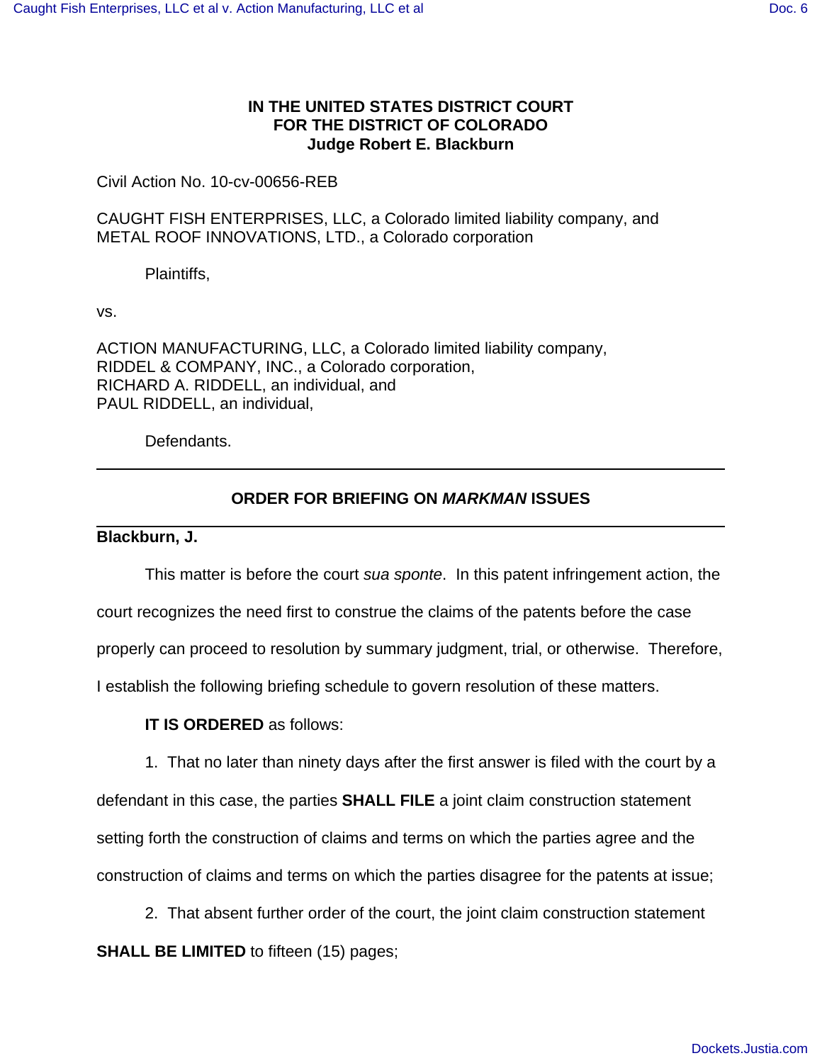**IN THE UNITED STATES DISTRICT COURT**
**FOR THE DISTRICT OF COLORADO**
**Judge Robert E. Blackburn**

Civil Action No. 10-cv-00656-REB

CAUGHT FISH ENTERPRISES, LLC, a Colorado limited liability company, and
METAL ROOF INNOVATIONS, LTD., a Colorado corporation

Plaintiffs,

vs.

ACTION MANUFACTURING, LLC, a Colorado limited liability company,
RIDDEL & COMPANY, INC., a Colorado corporation,
RICHARD A. RIDDELL, an individual, and
PAUL RIDDELL, an individual,

Defendants.

---

## ORDER FOR BRIEFING ON *MARKMAN* ISSUES

---

**Blackburn, J.**

This matter is before the court *sua sponte*. In this patent infringement action, the court recognizes the need first to construe the claims of the patents before the case properly can proceed to resolution by summary judgment, trial, or otherwise. Therefore, I establish the following briefing schedule to govern resolution of these matters.

**IT IS ORDERED** as follows:

1. That no later than ninety days after the first answer is filed with the court by a defendant in this case, the parties **SHALL FILE** a joint claim construction statement setting forth the construction of claims and terms on which the parties agree and the construction of claims and terms on which the parties disagree for the patents at issue;

2. That absent further order of the court, the joint claim construction statement **SHALL BE LIMITED** to fifteen (15) pages;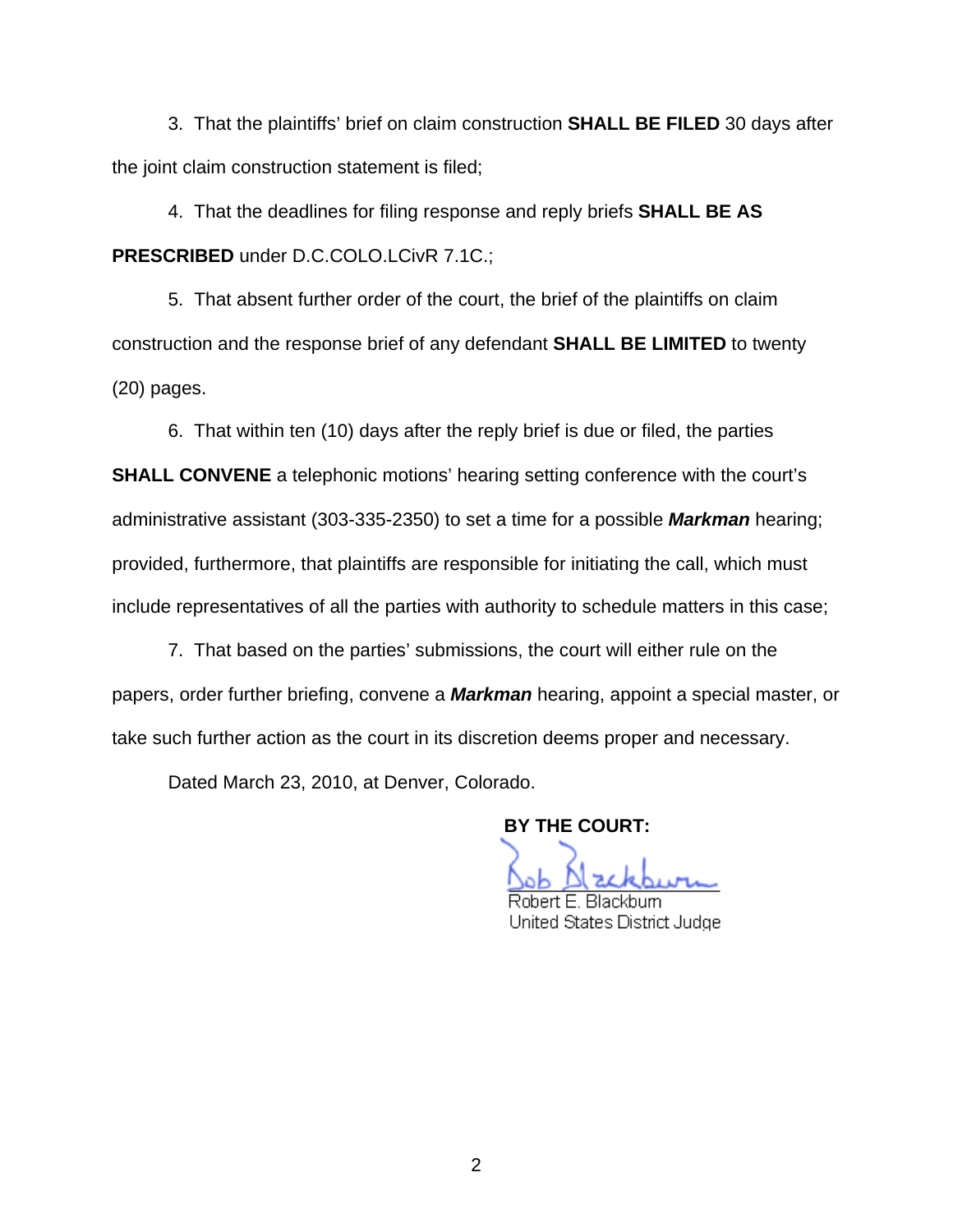3. That the plaintiffs' brief on claim construction **SHALL BE FILED** 30 days after the joint claim construction statement is filed;

4. That the deadlines for filing response and reply briefs **SHALL BE AS PRESCRIBED** under D.C.COLO.LCivR 7.1C.;

5. That absent further order of the court, the brief of the plaintiffs on claim construction and the response brief of any defendant **SHALL BE LIMITED** to twenty (20) pages.

6. That within ten (10) days after the reply brief is due or filed, the parties **SHALL CONVENE** a telephonic motions' hearing setting conference with the court's administrative assistant (303-335-2350) to set a time for a possible ***Markman*** hearing; provided, furthermore, that plaintiffs are responsible for initiating the call, which must include representatives of all the parties with authority to schedule matters in this case;

7. That based on the parties' submissions, the court will either rule on the papers, order further briefing, convene a ***Markman*** hearing, appoint a special master, or take such further action as the court in its discretion deems proper and necessary.

Dated March 23, 2010, at Denver, Colorado.

**BY THE COURT:**

Robert E. Blackburn
United States District Judge